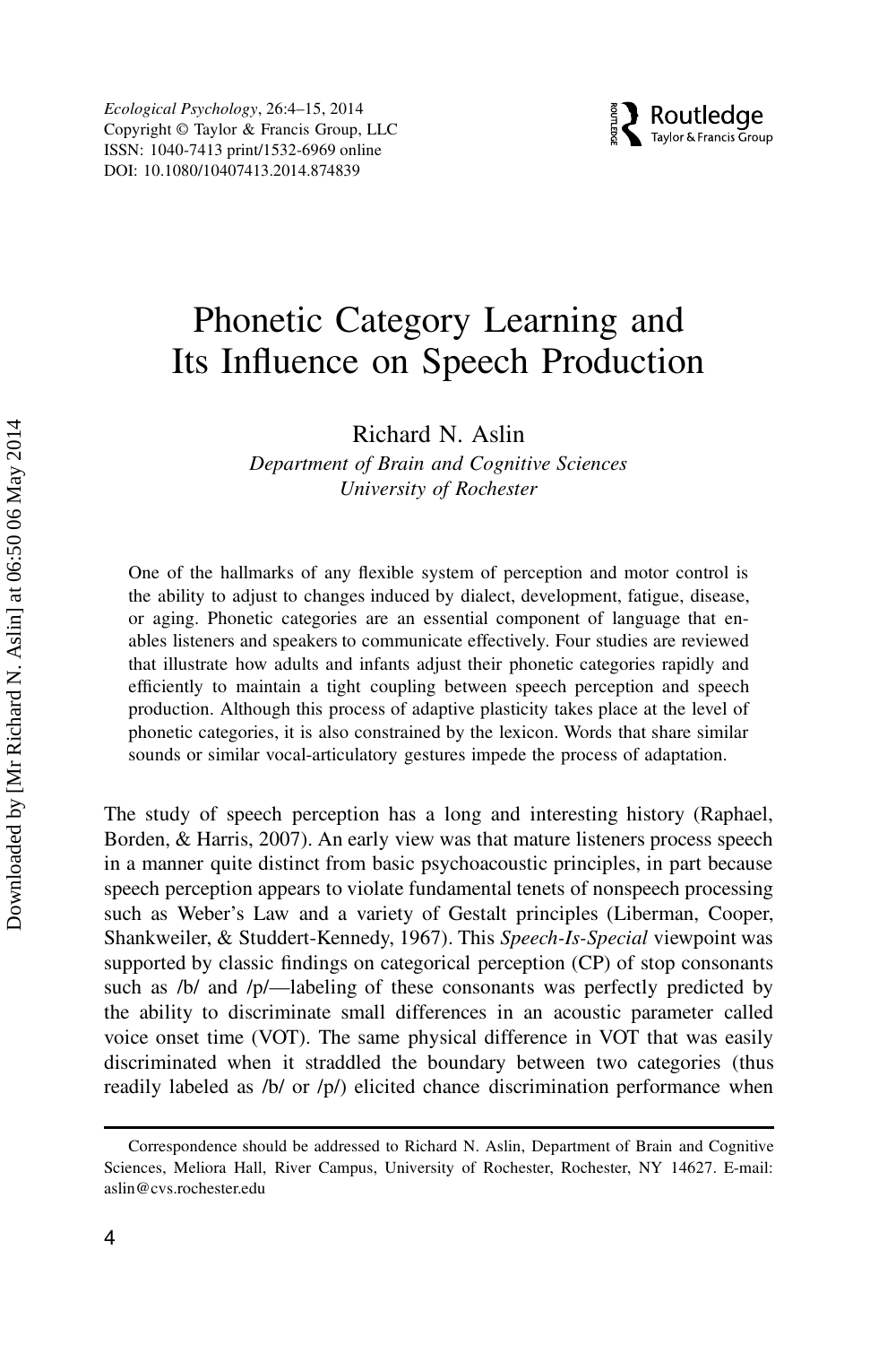# Phonetic Category Learning and Its Influence on Speech Production

Richard N. Aslin

*Department of Brain and Cognitive Sciences*
*University of Rochester*

One of the hallmarks of any flexible system of perception and motor control is the ability to adjust to changes induced by dialect, development, fatigue, disease, or aging. Phonetic categories are an essential component of language that enables listeners and speakers to communicate effectively. Four studies are reviewed that illustrate how adults and infants adjust their phonetic categories rapidly and efficiently to maintain a tight coupling between speech perception and speech production. Although this process of adaptive plasticity takes place at the level of phonetic categories, it is also constrained by the lexicon. Words that share similar sounds or similar vocal-articulatory gestures impede the process of adaptation.

The study of speech perception has a long and interesting history (Raphael, Borden, & Harris, 2007). An early view was that mature listeners process speech in a manner quite distinct from basic psychoacoustic principles, in part because speech perception appears to violate fundamental tenets of nonspeech processing such as Weber's Law and a variety of Gestalt principles (Liberman, Cooper, Shankweiler, & Studdert-Kennedy, 1967). This *Speech-Is-Special* viewpoint was supported by classic findings on categorical perception (CP) of stop consonants such as /b/ and /p/—labeling of these consonants was perfectly predicted by the ability to discriminate small differences in an acoustic parameter called voice onset time (VOT). The same physical difference in VOT that was easily discriminated when it straddled the boundary between two categories (thus readily labeled as /b/ or /p/) elicited chance discrimination performance when

Correspondence should be addressed to Richard N. Aslin, Department of Brain and Cognitive Sciences, Meliora Hall, River Campus, University of Rochester, Rochester, NY 14627. E-mail: aslin@cvs.rochester.edu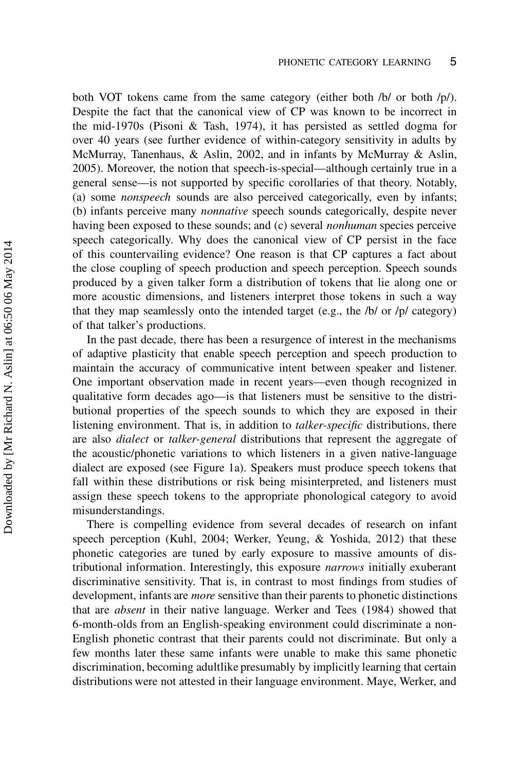both VOT tokens came from the same category (either both /b/ or both /p/). Despite the fact that the canonical view of CP was known to be incorrect in the mid-1970s (Pisoni & Tash, 1974), it has persisted as settled dogma for over 40 years (see further evidence of within-category sensitivity in adults by McMurray, Tanenhaus, & Aslin, 2002, and in infants by McMurray & Aslin, 2005). Moreover, the notion that speech-is-special—although certainly true in a general sense—is not supported by specific corollaries of that theory. Notably, (a) some *nonspeech* sounds are also perceived categorically, even by infants; (b) infants perceive many *nonnative* speech sounds categorically, despite never having been exposed to these sounds; and (c) several *nonhuman* species perceive speech categorically. Why does the canonical view of CP persist in the face of this countervailing evidence? One reason is that CP captures a fact about the close coupling of speech production and speech perception. Speech sounds produced by a given talker form a distribution of tokens that lie along one or more acoustic dimensions, and listeners interpret those tokens in such a way that they map seamlessly onto the intended target (e.g., the /b/ or /p/ category) of that talker's productions.

In the past decade, there has been a resurgence of interest in the mechanisms of adaptive plasticity that enable speech perception and speech production to maintain the accuracy of communicative intent between speaker and listener. One important observation made in recent years—even though recognized in qualitative form decades ago—is that listeners must be sensitive to the distributional properties of the speech sounds to which they are exposed in their listening environment. That is, in addition to *talker-specific* distributions, there are also *dialect* or *talker-general* distributions that represent the aggregate of the acoustic/phonetic variations to which listeners in a given native-language dialect are exposed (see Figure 1a). Speakers must produce speech tokens that fall within these distributions or risk being misinterpreted, and listeners must assign these speech tokens to the appropriate phonological category to avoid misunderstandings.

There is compelling evidence from several decades of research on infant speech perception (Kuhl, 2004; Werker, Yeung, & Yoshida, 2012) that these phonetic categories are tuned by early exposure to massive amounts of distributional information. Interestingly, this exposure *narrows* initially exuberant discriminative sensitivity. That is, in contrast to most findings from studies of development, infants are *more* sensitive than their parents to phonetic distinctions that are *absent* in their native language. Werker and Tees (1984) showed that 6-month-olds from an English-speaking environment could discriminate a non-English phonetic contrast that their parents could not discriminate. But only a few months later these same infants were unable to make this same phonetic discrimination, becoming adultlike presumably by implicitly learning that certain distributions were not attested in their language environment. Maye, Werker, and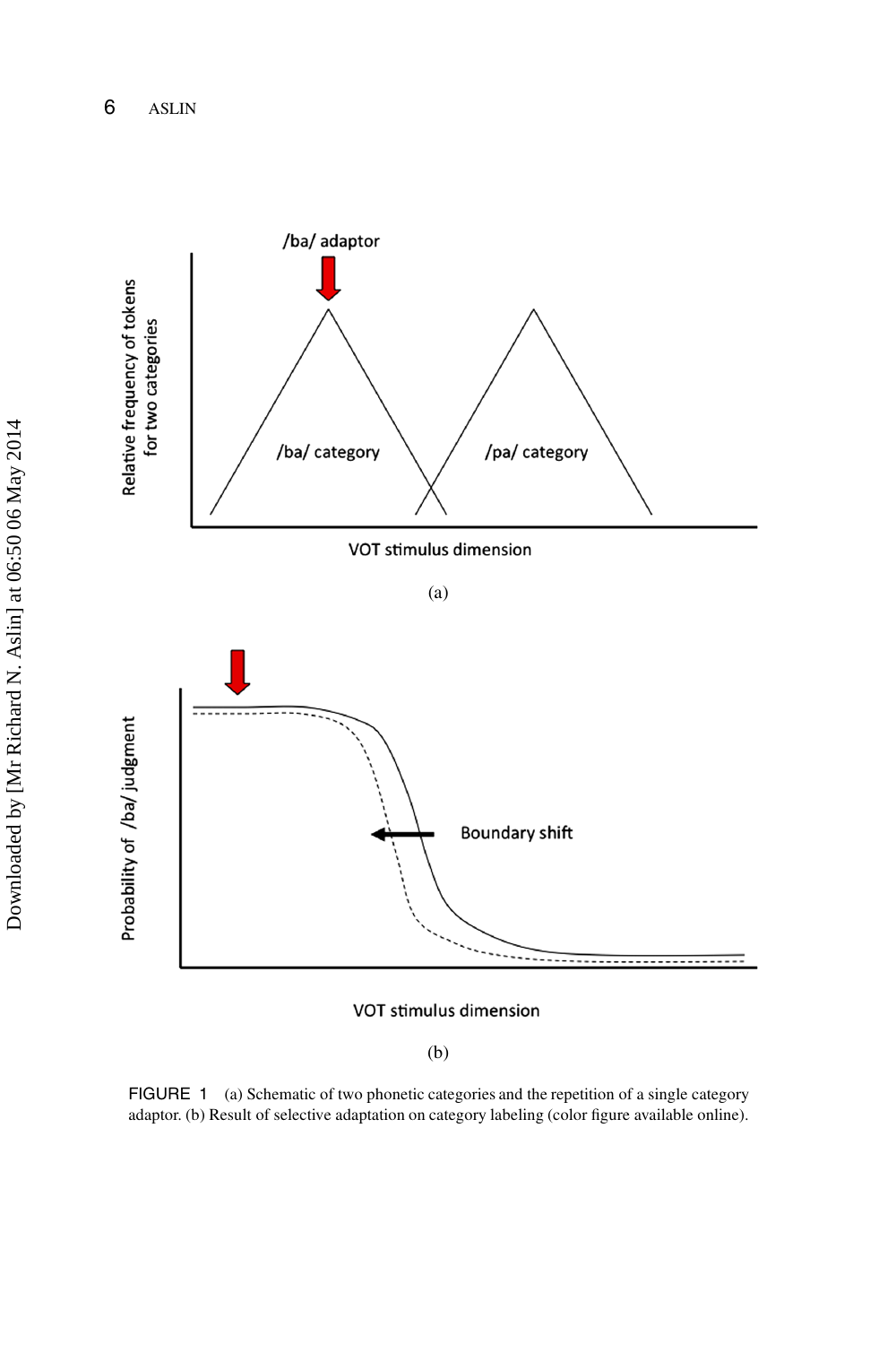FIGURE 1 (a) Schematic of two phonetic categories and the repetition of a single category adaptor. (b) Result of selective adaptation on category labeling (color figure available online).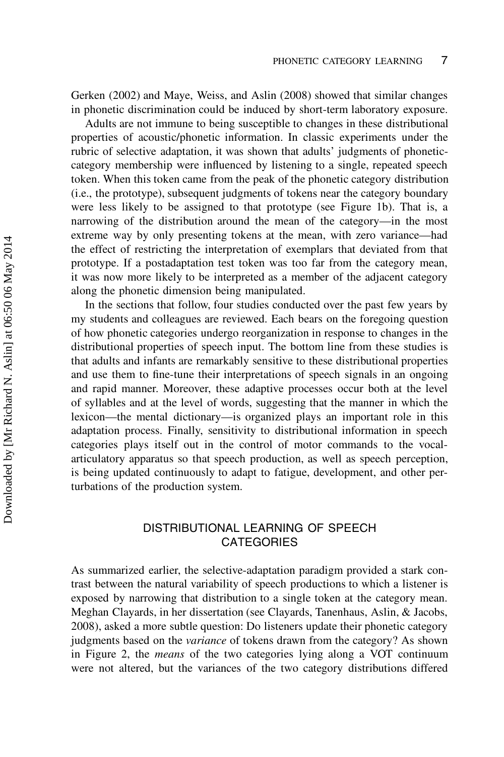Gerken (2002) and Maye, Weiss, and Aslin (2008) showed that similar changes in phonetic discrimination could be induced by short-term laboratory exposure.

Adults are not immune to being susceptible to changes in these distributional properties of acoustic/phonetic information. In classic experiments under the rubric of selective adaptation, it was shown that adults' judgments of phonetic-category membership were influenced by listening to a single, repeated speech token. When this token came from the peak of the phonetic category distribution (i.e., the prototype), subsequent judgments of tokens near the category boundary were less likely to be assigned to that prototype (see Figure 1b). That is, a narrowing of the distribution around the mean of the category—in the most extreme way by only presenting tokens at the mean, with zero variance—had the effect of restricting the interpretation of exemplars that deviated from that prototype. If a postadaptation test token was too far from the category mean, it was now more likely to be interpreted as a member of the adjacent category along the phonetic dimension being manipulated.

In the sections that follow, four studies conducted over the past few years by my students and colleagues are reviewed. Each bears on the foregoing question of how phonetic categories undergo reorganization in response to changes in the distributional properties of speech input. The bottom line from these studies is that adults and infants are remarkably sensitive to these distributional properties and use them to fine-tune their interpretations of speech signals in an ongoing and rapid manner. Moreover, these adaptive processes occur both at the level of syllables and at the level of words, suggesting that the manner in which the lexicon—the mental dictionary—is organized plays an important role in this adaptation process. Finally, sensitivity to distributional information in speech categories plays itself out in the control of motor commands to the vocal-articulatory apparatus so that speech production, as well as speech perception, is being updated continuously to adapt to fatigue, development, and other perturbations of the production system.

## DISTRIBUTIONAL LEARNING OF SPEECH CATEGORIES

As summarized earlier, the selective-adaptation paradigm provided a stark contrast between the natural variability of speech productions to which a listener is exposed by narrowing that distribution to a single token at the category mean. Meghan Clayards, in her dissertation (see Clayards, Tanenhaus, Aslin, & Jacobs, 2008), asked a more subtle question: Do listeners update their phonetic category judgments based on the *variance* of tokens drawn from the category? As shown in Figure 2, the *means* of the two categories lying along a VOT continuum were not altered, but the variances of the two category distributions differed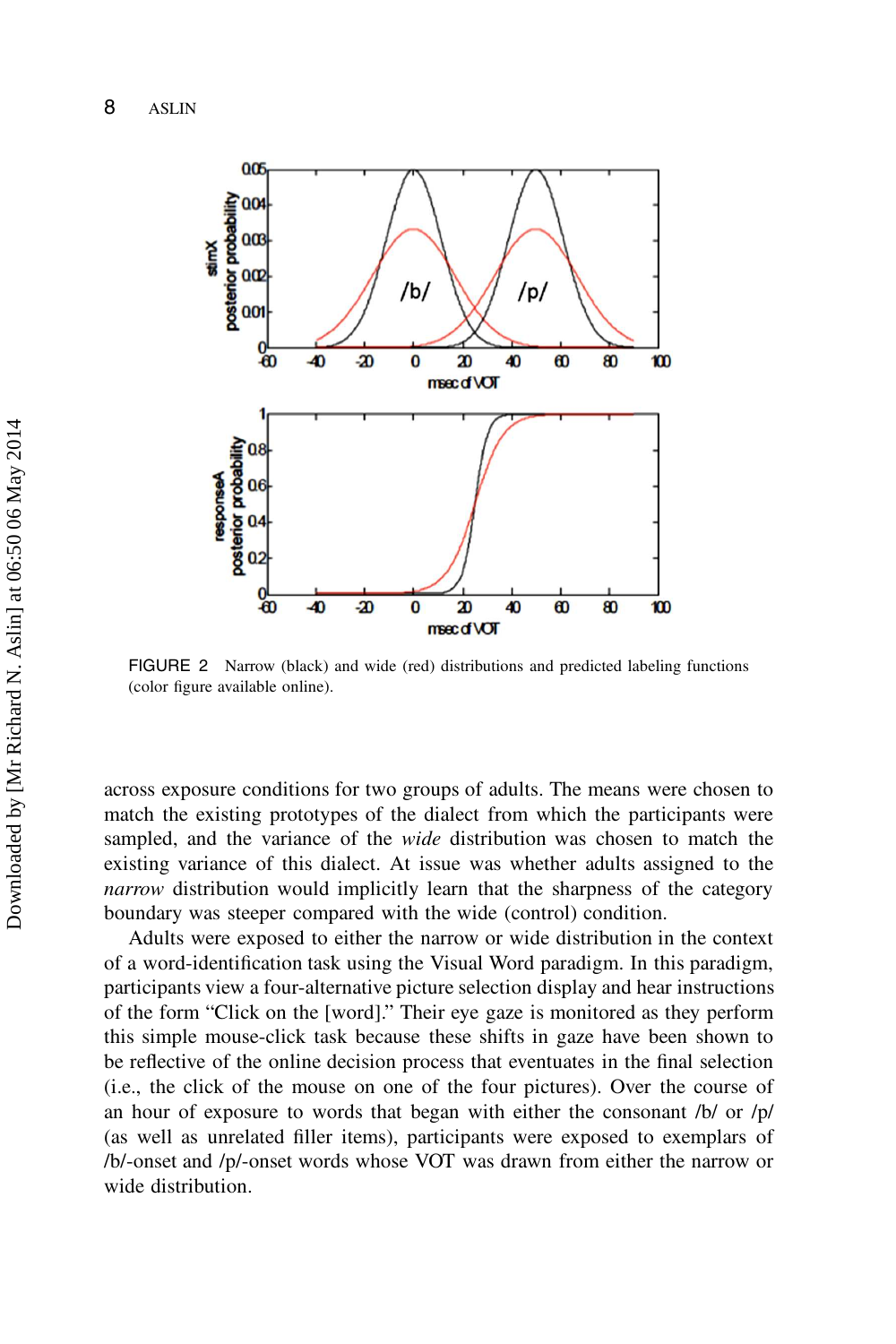FIGURE 2 Narrow (black) and wide (red) distributions and predicted labeling functions (color figure available online).

across exposure conditions for two groups of adults. The means were chosen to match the existing prototypes of the dialect from which the participants were sampled, and the variance of the *wide* distribution was chosen to match the existing variance of this dialect. At issue was whether adults assigned to the *narrow* distribution would implicitly learn that the sharpness of the category boundary was steeper compared with the wide (control) condition.

Adults were exposed to either the narrow or wide distribution in the context of a word-identification task using the Visual Word paradigm. In this paradigm, participants view a four-alternative picture selection display and hear instructions of the form "Click on the [word]." Their eye gaze is monitored as they perform this simple mouse-click task because these shifts in gaze have been shown to be reflective of the online decision process that eventuates in the final selection (i.e., the click of the mouse on one of the four pictures). Over the course of an hour of exposure to words that began with either the consonant /b/ or /p/ (as well as unrelated filler items), participants were exposed to exemplars of /b/-onset and /p/-onset words whose VOT was drawn from either the narrow or wide distribution.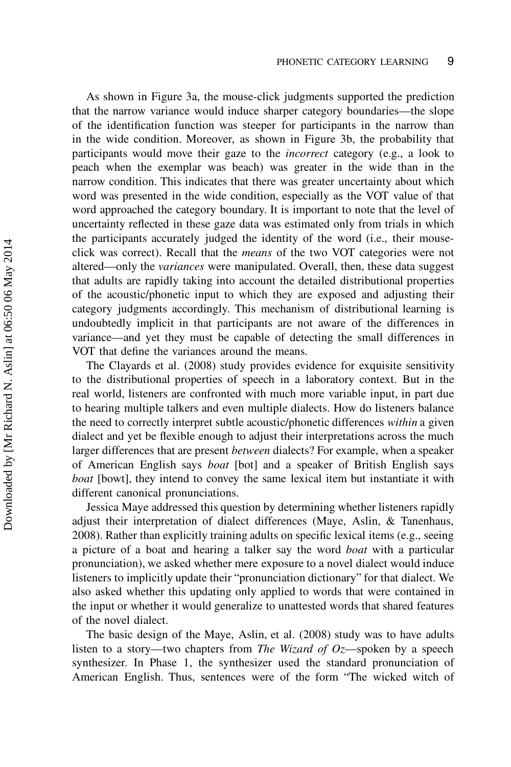As shown in Figure 3a, the mouse-click judgments supported the prediction that the narrow variance would induce sharper category boundaries—the slope of the identification function was steeper for participants in the narrow than in the wide condition. Moreover, as shown in Figure 3b, the probability that participants would move their gaze to the *incorrect* category (e.g., a look to peach when the exemplar was beach) was greater in the wide than in the narrow condition. This indicates that there was greater uncertainty about which word was presented in the wide condition, especially as the VOT value of that word approached the category boundary. It is important to note that the level of uncertainty reflected in these gaze data was estimated only from trials in which the participants accurately judged the identity of the word (i.e., their mouse-click was correct). Recall that the *means* of the two VOT categories were not altered—only the *variances* were manipulated. Overall, then, these data suggest that adults are rapidly taking into account the detailed distributional properties of the acoustic/phonetic input to which they are exposed and adjusting their category judgments accordingly. This mechanism of distributional learning is undoubtedly implicit in that participants are not aware of the differences in variance—and yet they must be capable of detecting the small differences in VOT that define the variances around the means.

The Clayards et al. (2008) study provides evidence for exquisite sensitivity to the distributional properties of speech in a laboratory context. But in the real world, listeners are confronted with much more variable input, in part due to hearing multiple talkers and even multiple dialects. How do listeners balance the need to correctly interpret subtle acoustic/phonetic differences *within* a given dialect and yet be flexible enough to adjust their interpretations across the much larger differences that are present *between* dialects? For example, when a speaker of American English says *boat* [bot] and a speaker of British English says *boat* [bowt], they intend to convey the same lexical item but instantiate it with different canonical pronunciations.

Jessica Maye addressed this question by determining whether listeners rapidly adjust their interpretation of dialect differences (Maye, Aslin, & Tanenhaus, 2008). Rather than explicitly training adults on specific lexical items (e.g., seeing a picture of a boat and hearing a talker say the word *boat* with a particular pronunciation), we asked whether mere exposure to a novel dialect would induce listeners to implicitly update their "pronunciation dictionary" for that dialect. We also asked whether this updating only applied to words that were contained in the input or whether it would generalize to unattested words that shared features of the novel dialect.

The basic design of the Maye, Aslin, et al. (2008) study was to have adults listen to a story—two chapters from *The Wizard of Oz*—spoken by a speech synthesizer. In Phase 1, the synthesizer used the standard pronunciation of American English. Thus, sentences were of the form "The wicked witch of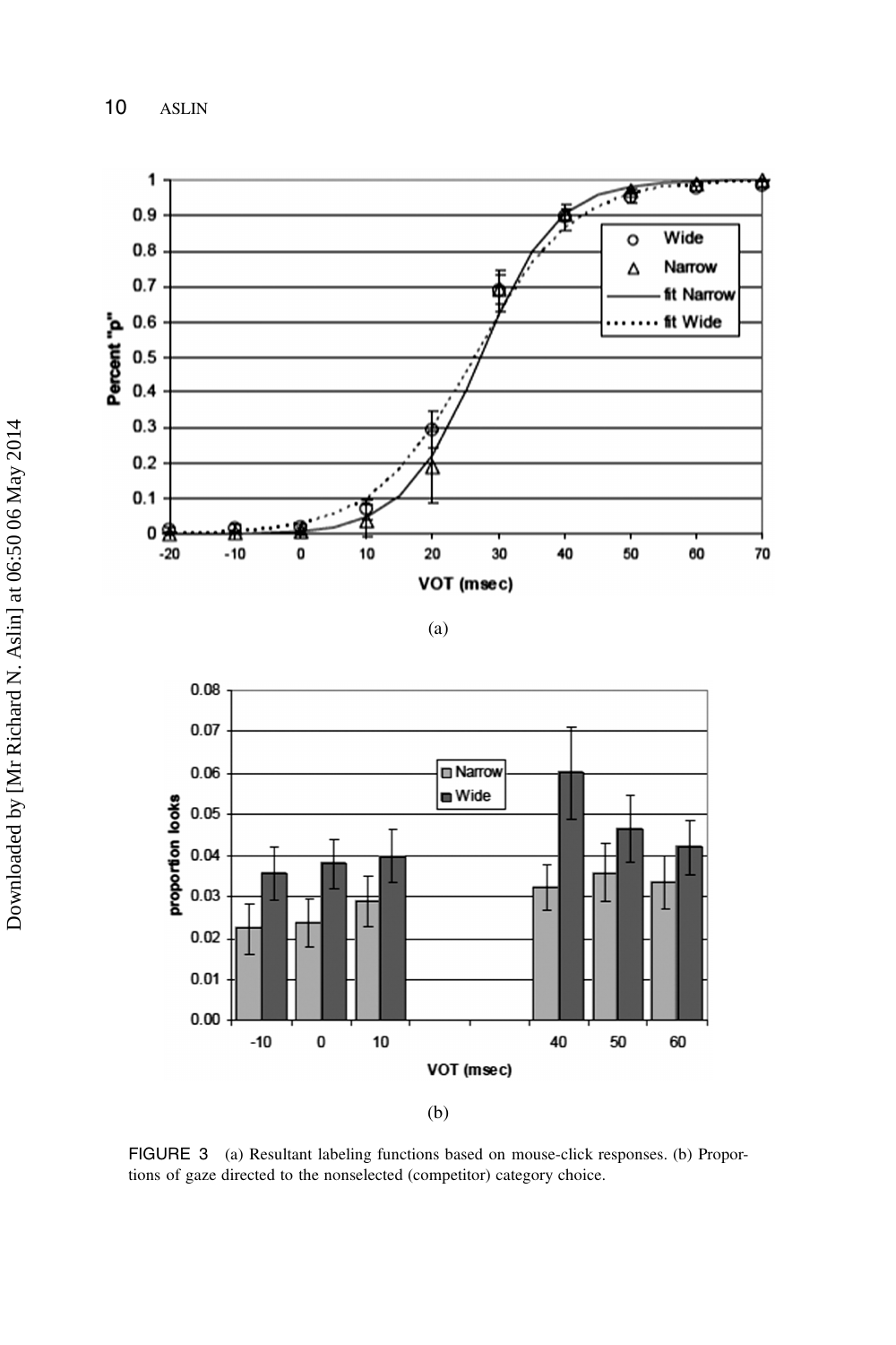FIGURE 3 (a) Resultant labeling functions based on mouse-click responses. (b) Proportions of gaze directed to the nonselected (competitor) category choice.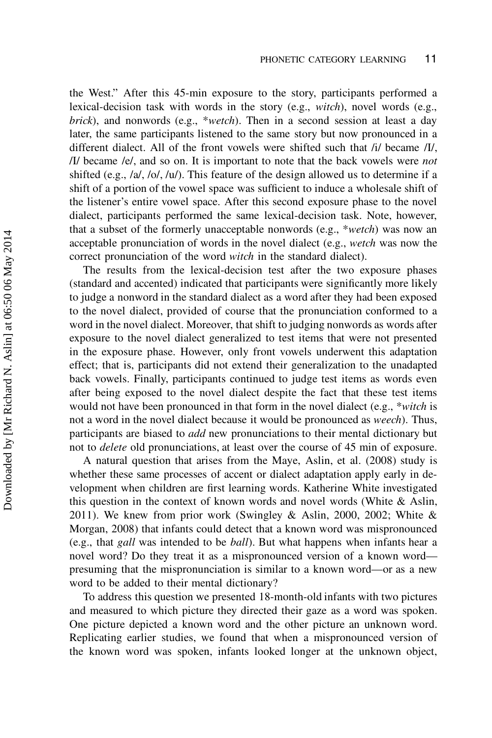the West." After this 45-min exposure to the story, participants performed a lexical-decision task with words in the story (e.g., *witch*), novel words (e.g., *brick*), and nonwords (e.g., *\*wetch*). Then in a second session at least a day later, the same participants listened to the same story but now pronounced in a different dialect. All of the front vowels were shifted such that /i/ became /I/, /I/ became /e/, and so on. It is important to note that the back vowels were *not* shifted (e.g., /a/, /o/, /u/). This feature of the design allowed us to determine if a shift of a portion of the vowel space was sufficient to induce a wholesale shift of the listener's entire vowel space. After this second exposure phase to the novel dialect, participants performed the same lexical-decision task. Note, however, that a subset of the formerly unacceptable nonwords (e.g., *\*wetch*) was now an acceptable pronunciation of words in the novel dialect (e.g., *wetch* was now the correct pronunciation of the word *witch* in the standard dialect).

The results from the lexical-decision test after the two exposure phases (standard and accented) indicated that participants were significantly more likely to judge a nonword in the standard dialect as a word after they had been exposed to the novel dialect, provided of course that the pronunciation conformed to a word in the novel dialect. Moreover, that shift to judging nonwords as words after exposure to the novel dialect generalized to test items that were not presented in the exposure phase. However, only front vowels underwent this adaptation effect; that is, participants did not extend their generalization to the unadapted back vowels. Finally, participants continued to judge test items as words even after being exposed to the novel dialect despite the fact that these test items would not have been pronounced in that form in the novel dialect (e.g., *\*witch* is not a word in the novel dialect because it would be pronounced as *weech*). Thus, participants are biased to *add* new pronunciations to their mental dictionary but not to *delete* old pronunciations, at least over the course of 45 min of exposure.

A natural question that arises from the Maye, Aslin, et al. (2008) study is whether these same processes of accent or dialect adaptation apply early in development when children are first learning words. Katherine White investigated this question in the context of known words and novel words (White & Aslin, 2011). We knew from prior work (Swingley & Aslin, 2000, 2002; White & Morgan, 2008) that infants could detect that a known word was mispronounced (e.g., that *gall* was intended to be *ball*). But what happens when infants hear a novel word? Do they treat it as a mispronounced version of a known word—presuming that the mispronunciation is similar to a known word—or as a new word to be added to their mental dictionary?

To address this question we presented 18-month-old infants with two pictures and measured to which picture they directed their gaze as a word was spoken. One picture depicted a known word and the other picture an unknown word. Replicating earlier studies, we found that when a mispronounced version of the known word was spoken, infants looked longer at the unknown object,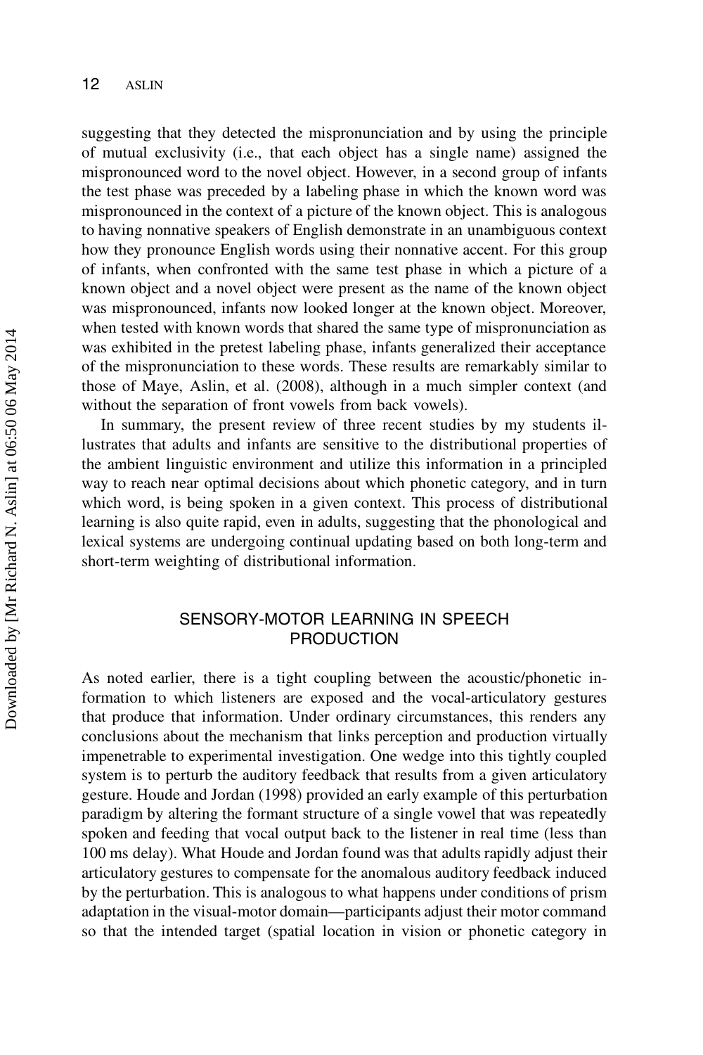suggesting that they detected the mispronunciation and by using the principle of mutual exclusivity (i.e., that each object has a single name) assigned the mispronounced word to the novel object. However, in a second group of infants the test phase was preceded by a labeling phase in which the known word was mispronounced in the context of a picture of the known object. This is analogous to having nonnative speakers of English demonstrate in an unambiguous context how they pronounce English words using their nonnative accent. For this group of infants, when confronted with the same test phase in which a picture of a known object and a novel object were present as the name of the known object was mispronounced, infants now looked longer at the known object. Moreover, when tested with known words that shared the same type of mispronunciation as was exhibited in the pretest labeling phase, infants generalized their acceptance of the mispronunciation to these words. These results are remarkably similar to those of Maye, Aslin, et al. (2008), although in a much simpler context (and without the separation of front vowels from back vowels).

In summary, the present review of three recent studies by my students illustrates that adults and infants are sensitive to the distributional properties of the ambient linguistic environment and utilize this information in a principled way to reach near optimal decisions about which phonetic category, and in turn which word, is being spoken in a given context. This process of distributional learning is also quite rapid, even in adults, suggesting that the phonological and lexical systems are undergoing continual updating based on both long-term and short-term weighting of distributional information.

## SENSORY-MOTOR LEARNING IN SPEECH PRODUCTION

As noted earlier, there is a tight coupling between the acoustic/phonetic information to which listeners are exposed and the vocal-articulatory gestures that produce that information. Under ordinary circumstances, this renders any conclusions about the mechanism that links perception and production virtually impenetrable to experimental investigation. One wedge into this tightly coupled system is to perturb the auditory feedback that results from a given articulatory gesture. Houde and Jordan (1998) provided an early example of this perturbation paradigm by altering the formant structure of a single vowel that was repeatedly spoken and feeding that vocal output back to the listener in real time (less than 100 ms delay). What Houde and Jordan found was that adults rapidly adjust their articulatory gestures to compensate for the anomalous auditory feedback induced by the perturbation. This is analogous to what happens under conditions of prism adaptation in the visual-motor domain—participants adjust their motor command so that the intended target (spatial location in vision or phonetic category in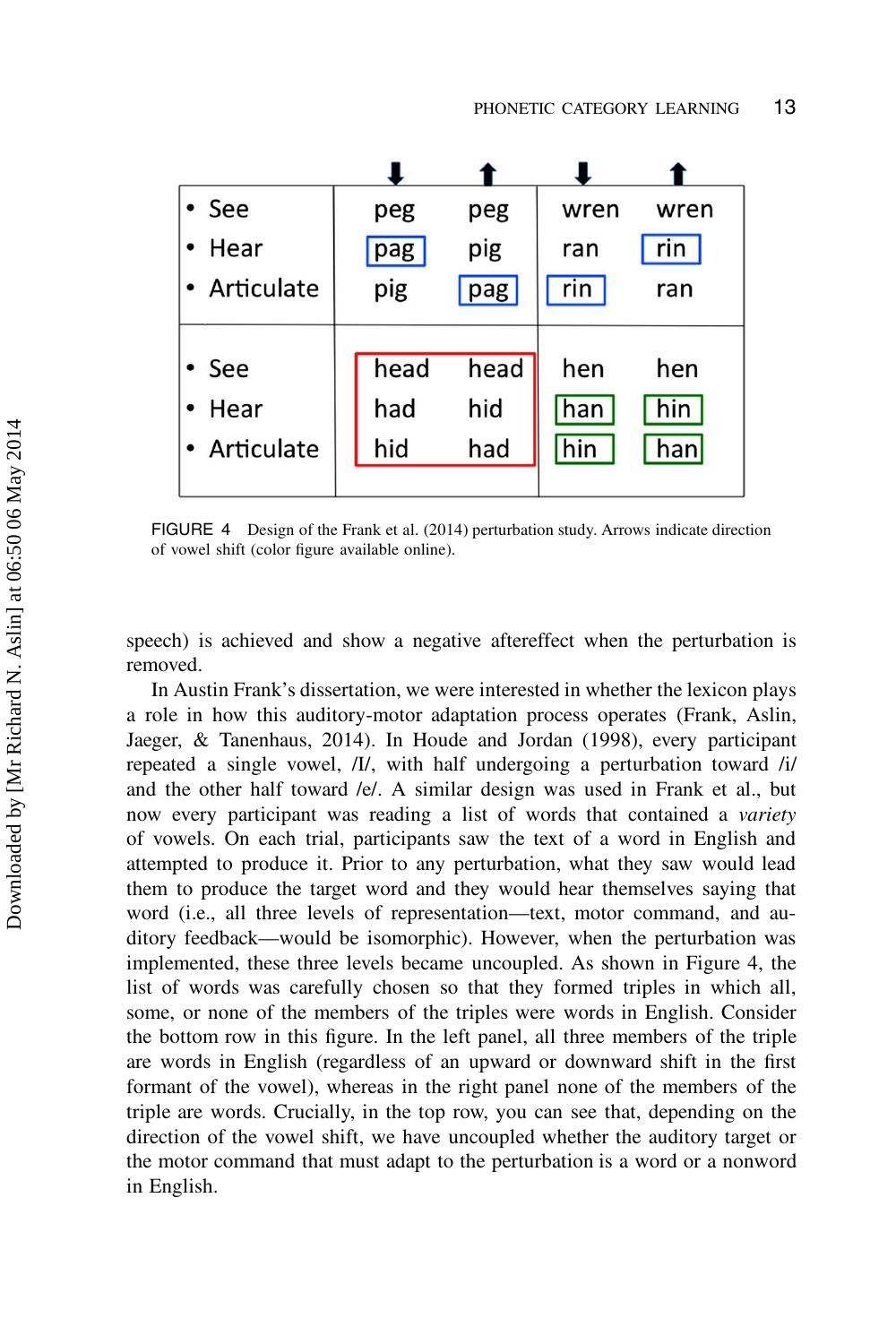|  | ⬇ | ⬆ | ⬇ | ⬆ |
|---|---|---|---|---|
| • See | peg | peg | wren | wren |
| • Hear | pag | pig | ran | rin |
| • Articulate | pig | pag | rin | ran |
| • See | head | head | hen | hen |
| • Hear | had | hid | han | hin |
| • Articulate | hid | had | hin | han |

FIGURE 4 Design of the Frank et al. (2014) perturbation study. Arrows indicate direction of vowel shift (color figure available online).

speech) is achieved and show a negative aftereffect when the perturbation is removed.

In Austin Frank's dissertation, we were interested in whether the lexicon plays a role in how this auditory-motor adaptation process operates (Frank, Aslin, Jaeger, & Tanenhaus, 2014). In Houde and Jordan (1998), every participant repeated a single vowel, /I/, with half undergoing a perturbation toward /i/ and the other half toward /e/. A similar design was used in Frank et al., but now every participant was reading a list of words that contained a *variety* of vowels. On each trial, participants saw the text of a word in English and attempted to produce it. Prior to any perturbation, what they saw would lead them to produce the target word and they would hear themselves saying that word (i.e., all three levels of representation—text, motor command, and auditory feedback—would be isomorphic). However, when the perturbation was implemented, these three levels became uncoupled. As shown in Figure 4, the list of words was carefully chosen so that they formed triples in which all, some, or none of the members of the triples were words in English. Consider the bottom row in this figure. In the left panel, all three members of the triple are words in English (regardless of an upward or downward shift in the first formant of the vowel), whereas in the right panel none of the members of the triple are words. Crucially, in the top row, you can see that, depending on the direction of the vowel shift, we have uncoupled whether the auditory target or the motor command that must adapt to the perturbation is a word or a nonword in English.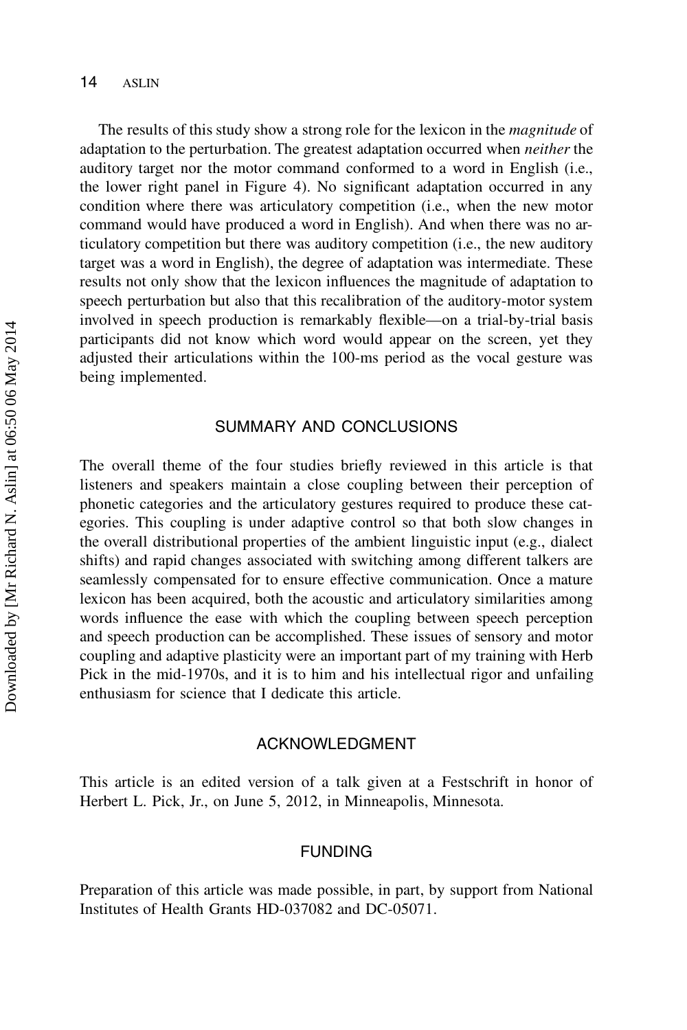The results of this study show a strong role for the lexicon in the *magnitude* of adaptation to the perturbation. The greatest adaptation occurred when *neither* the auditory target nor the motor command conformed to a word in English (i.e., the lower right panel in Figure 4). No significant adaptation occurred in any condition where there was articulatory competition (i.e., when the new motor command would have produced a word in English). And when there was no articulatory competition but there was auditory competition (i.e., the new auditory target was a word in English), the degree of adaptation was intermediate. These results not only show that the lexicon influences the magnitude of adaptation to speech perturbation but also that this recalibration of the auditory-motor system involved in speech production is remarkably flexible—on a trial-by-trial basis participants did not know which word would appear on the screen, yet they adjusted their articulations within the 100-ms period as the vocal gesture was being implemented.

## SUMMARY AND CONCLUSIONS

The overall theme of the four studies briefly reviewed in this article is that listeners and speakers maintain a close coupling between their perception of phonetic categories and the articulatory gestures required to produce these categories. This coupling is under adaptive control so that both slow changes in the overall distributional properties of the ambient linguistic input (e.g., dialect shifts) and rapid changes associated with switching among different talkers are seamlessly compensated for to ensure effective communication. Once a mature lexicon has been acquired, both the acoustic and articulatory similarities among words influence the ease with which the coupling between speech perception and speech production can be accomplished. These issues of sensory and motor coupling and adaptive plasticity were an important part of my training with Herb Pick in the mid-1970s, and it is to him and his intellectual rigor and unfailing enthusiasm for science that I dedicate this article.

## ACKNOWLEDGMENT

This article is an edited version of a talk given at a Festschrift in honor of Herbert L. Pick, Jr., on June 5, 2012, in Minneapolis, Minnesota.

## FUNDING

Preparation of this article was made possible, in part, by support from National Institutes of Health Grants HD-037082 and DC-05071.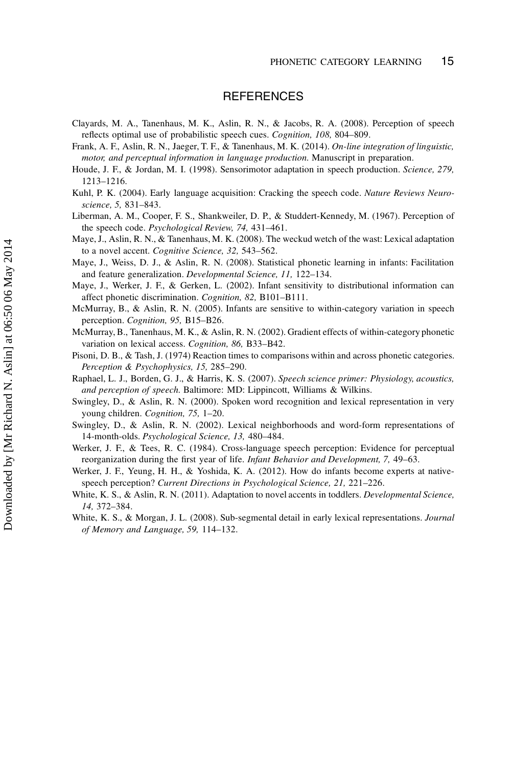## REFERENCES

Clayards, M. A., Tanenhaus, M. K., Aslin, R. N., & Jacobs, R. A. (2008). Perception of speech reflects optimal use of probabilistic speech cues. *Cognition, 108,* 804–809.

Frank, A. F., Aslin, R. N., Jaeger, T. F., & Tanenhaus, M. K. (2014). *On-line integration of linguistic, motor, and perceptual information in language production.* Manuscript in preparation.

Houde, J. F., & Jordan, M. I. (1998). Sensorimotor adaptation in speech production. *Science, 279,* 1213–1216.

Kuhl, P. K. (2004). Early language acquisition: Cracking the speech code. *Nature Reviews Neuroscience, 5,* 831–843.

Liberman, A. M., Cooper, F. S., Shankweiler, D. P., & Studdert-Kennedy, M. (1967). Perception of the speech code. *Psychological Review, 74,* 431–461.

Maye, J., Aslin, R. N., & Tanenhaus, M. K. (2008). The weckud wetch of the wast: Lexical adaptation to a novel accent. *Cognitive Science, 32,* 543–562.

Maye, J., Weiss, D. J., & Aslin, R. N. (2008). Statistical phonetic learning in infants: Facilitation and feature generalization. *Developmental Science, 11,* 122–134.

Maye, J., Werker, J. F., & Gerken, L. (2002). Infant sensitivity to distributional information can affect phonetic discrimination. *Cognition, 82,* B101–B111.

McMurray, B., & Aslin, R. N. (2005). Infants are sensitive to within-category variation in speech perception. *Cognition, 95,* B15–B26.

McMurray, B., Tanenhaus, M. K., & Aslin, R. N. (2002). Gradient effects of within-category phonetic variation on lexical access. *Cognition, 86,* B33–B42.

Pisoni, D. B., & Tash, J. (1974) Reaction times to comparisons within and across phonetic categories. *Perception & Psychophysics, 15,* 285–290.

Raphael, L. J., Borden, G. J., & Harris, K. S. (2007). *Speech science primer: Physiology, acoustics, and perception of speech.* Baltimore: MD: Lippincott, Williams & Wilkins.

Swingley, D., & Aslin, R. N. (2000). Spoken word recognition and lexical representation in very young children. *Cognition, 75,* 1–20.

Swingley, D., & Aslin, R. N. (2002). Lexical neighborhoods and word-form representations of 14-month-olds. *Psychological Science, 13,* 480–484.

Werker, J. F., & Tees, R. C. (1984). Cross-language speech perception: Evidence for perceptual reorganization during the first year of life. *Infant Behavior and Development, 7,* 49–63.

Werker, J. F., Yeung, H. H., & Yoshida, K. A. (2012). How do infants become experts at native-speech perception? *Current Directions in Psychological Science, 21,* 221–226.

White, K. S., & Aslin, R. N. (2011). Adaptation to novel accents in toddlers. *Developmental Science, 14,* 372–384.

White, K. S., & Morgan, J. L. (2008). Sub-segmental detail in early lexical representations. *Journal of Memory and Language, 59,* 114–132.